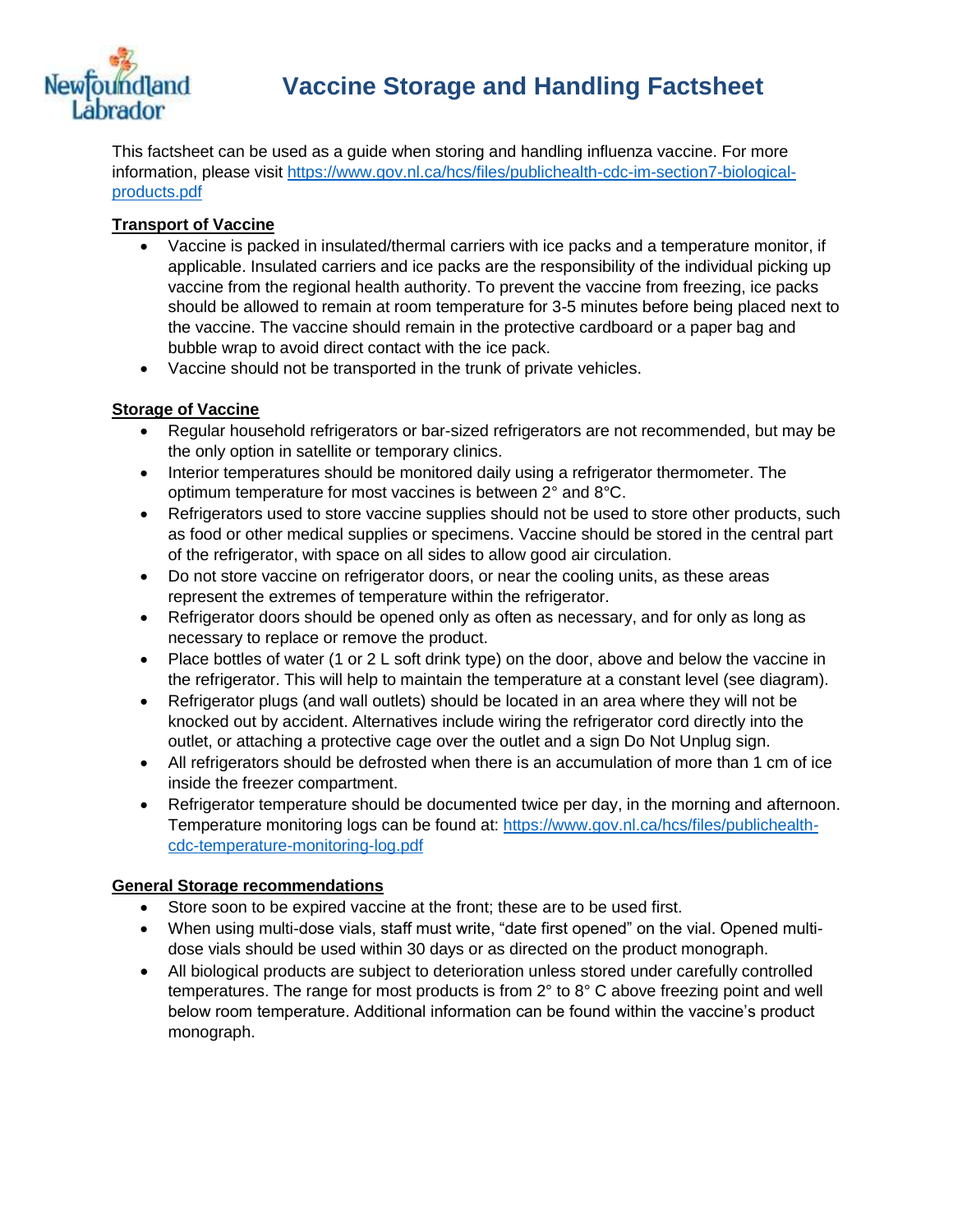# Vaccine Storage and Handling Factsheet

This factsheet can be used as a guide when storing and handling influenza vaccine. For more information, please visit [https://www.gov.nl.ca/hcs/files/publichealth-cdc-im-section7-biological-products.pdf](https://www.gov.nl.ca/hcs/files/publichealth-cdc-im-section7-biological-products.pdf)

## Transport of Vaccine

- Vaccine is packed in insulated/thermal carriers with ice packs and a temperature monitor, if applicable. Insulated carriers and ice packs are the responsibility of the individual picking up vaccine from the regional health authority. To prevent the vaccine from freezing, ice packs should be allowed to remain at room temperature for 3-5 minutes before being placed next to the vaccine. The vaccine should remain in the protective cardboard or a paper bag and bubble wrap to avoid direct contact with the ice pack.
- Vaccine should not be transported in the trunk of private vehicles.

## Storage of Vaccine

- Regular household refrigerators or bar-sized refrigerators are not recommended, but may be the only option in satellite or temporary clinics.
- Interior temperatures should be monitored daily using a refrigerator thermometer. The optimum temperature for most vaccines is between 2° and 8°C.
- Refrigerators used to store vaccine supplies should not be used to store other products, such as food or other medical supplies or specimens. Vaccine should be stored in the central part of the refrigerator, with space on all sides to allow good air circulation.
- Do not store vaccine on refrigerator doors, or near the cooling units, as these areas represent the extremes of temperature within the refrigerator.
- Refrigerator doors should be opened only as often as necessary, and for only as long as necessary to replace or remove the product.
- Place bottles of water (1 or 2 L soft drink type) on the door, above and below the vaccine in the refrigerator. This will help to maintain the temperature at a constant level (see diagram).
- Refrigerator plugs (and wall outlets) should be located in an area where they will not be knocked out by accident. Alternatives include wiring the refrigerator cord directly into the outlet, or attaching a protective cage over the outlet and a sign Do Not Unplug sign.
- All refrigerators should be defrosted when there is an accumulation of more than 1 cm of ice inside the freezer compartment.
- Refrigerator temperature should be documented twice per day, in the morning and afternoon. Temperature monitoring logs can be found at: [https://www.gov.nl.ca/hcs/files/publichealth-cdc-temperature-monitoring-log.pdf](https://www.gov.nl.ca/hcs/files/publichealth-cdc-temperature-monitoring-log.pdf)

## General Storage recommendations

- Store soon to be expired vaccine at the front; these are to be used first.
- When using multi-dose vials, staff must write, "date first opened" on the vial. Opened multi-dose vials should be used within 30 days or as directed on the product monograph.
- All biological products are subject to deterioration unless stored under carefully controlled temperatures. The range for most products is from 2° to 8° C above freezing point and well below room temperature. Additional information can be found within the vaccine's product monograph.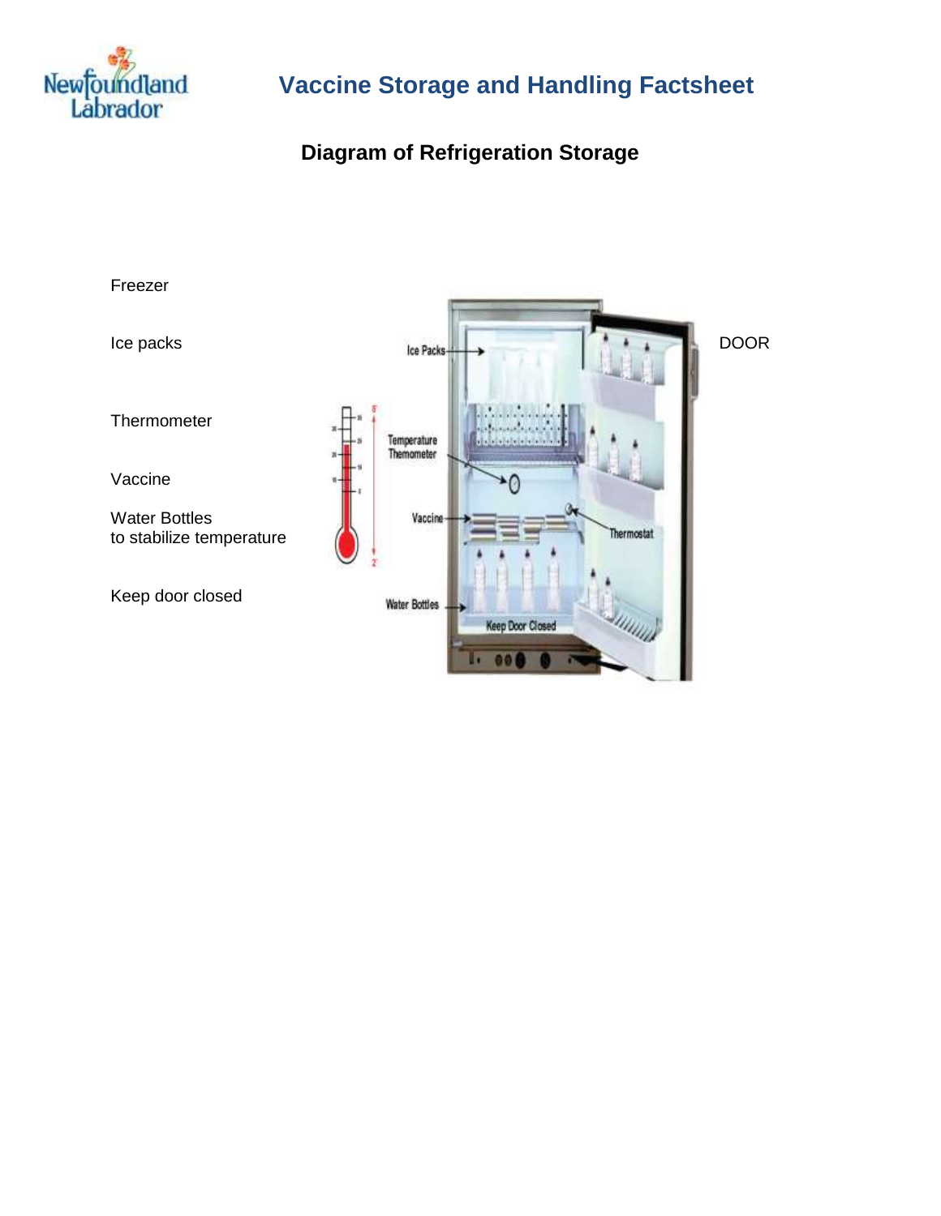# Vaccine Storage and Handling Factsheet

## Diagram of Refrigeration Storage

Freezer

Ice packs

Thermometer

Vaccine

Water Bottles
to stabilize temperature

Keep door closed

DOOR

Ice Packs

Temperature Thermometer

Vaccine

Thermostat

Water Bottles

Keep Door Closed